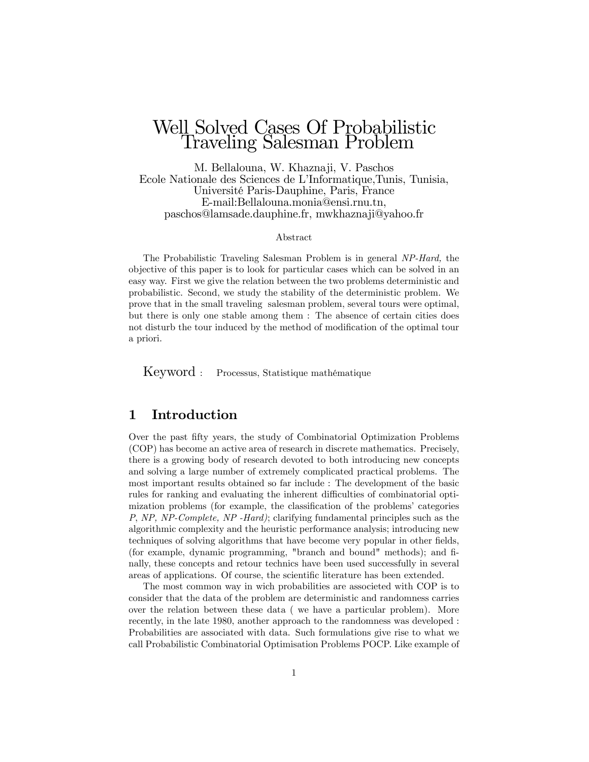# Well Solved Cases Of Probabilistic Traveling Salesman Problem

M. Bellalouna, W. Khaznaji, V. Paschos
Ecole Nationale des Sciences de L'Informatique,Tunis, Tunisia,
Université Paris-Dauphine, Paris, France
E-mail:Bellalouna.monia@ensi.rnu.tn,
paschos@lamsade.dauphine.fr, mwkhaznaji@yahoo.fr

### Abstract

The Probabilistic Traveling Salesman Problem is in general *NP-Hard,* the objective of this paper is to look for particular cases which can be solved in an easy way. First we give the relation between the two problems deterministic and probabilistic. Second, we study the stability of the deterministic problem. We prove that in the small traveling salesman problem, several tours were optimal, but there is only one stable among them : The absence of certain cities does not disturb the tour induced by the method of modification of the optimal tour a priori.

Keyword : Processus, Statistique mathématique

## 1 Introduction

Over the past fifty years, the study of Combinatorial Optimization Problems (COP) has become an active area of research in discrete mathematics. Precisely, there is a growing body of research devoted to both introducing new concepts and solving a large number of extremely complicated practical problems. The most important results obtained so far include : The development of the basic rules for ranking and evaluating the inherent difficulties of combinatorial optimization problems (for example, the classification of the problems' categories *P*, *NP, NP-Complete, NP -Hard)*; clarifying fundamental principles such as the algorithmic complexity and the heuristic performance analysis; introducing new techniques of solving algorithms that have become very popular in other fields, (for example, dynamic programming, "branch and bound" methods); and finally, these concepts and retour technics have been used successfully in several areas of applications. Of course, the scientific literature has been extended.

The most common way in wich probabilities are associeted with COP is to consider that the data of the problem are deterministic and randomness carries over the relation between these data ( we have a particular problem). More recently, in the late 1980, another approach to the randomness was developed : Probabilities are associated with data. Such formulations give rise to what we call Probabilistic Combinatorial Optimisation Problems POCP. Like example of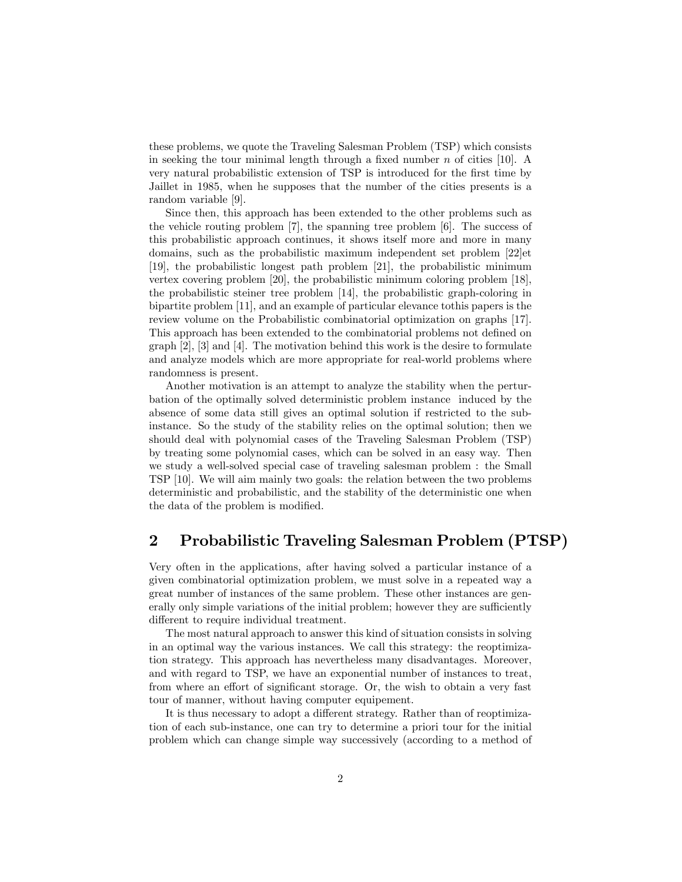these problems, we quote the Traveling Salesman Problem (TSP) which consists in seeking the tour minimal length through a fixed number $n$ of cities [10]. A very natural probabilistic extension of TSP is introduced for the first time by Jaillet in 1985, when he supposes that the number of the cities presents is a random variable [9].

Since then, this approach has been extended to the other problems such as the vehicle routing problem [7], the spanning tree problem [6]. The success of this probabilistic approach continues, it shows itself more and more in many domains, such as the probabilistic maximum independent set problem [22]et [19], the probabilistic longest path problem [21], the probabilistic minimum vertex covering problem [20], the probabilistic minimum coloring problem [18], the probabilistic steiner tree problem [14], the probabilistic graph-coloring in bipartite problem [11], and an example of particular elevance tothis papers is the review volume on the Probabilistic combinatorial optimization on graphs [17]. This approach has been extended to the combinatorial problems not defined on graph [2], [3] and [4]. The motivation behind this work is the desire to formulate and analyze models which are more appropriate for real-world problems where randomness is present.

Another motivation is an attempt to analyze the stability when the perturbation of the optimally solved deterministic problem instance induced by the absence of some data still gives an optimal solution if restricted to the sub-instance. So the study of the stability relies on the optimal solution; then we should deal with polynomial cases of the Traveling Salesman Problem (TSP) by treating some polynomial cases, which can be solved in an easy way. Then we study a well-solved special case of traveling salesman problem : the Small TSP [10]. We will aim mainly two goals: the relation between the two problems deterministic and probabilistic, and the stability of the deterministic one when the data of the problem is modified.

## 2 Probabilistic Traveling Salesman Problem (PTSP)

Very often in the applications, after having solved a particular instance of a given combinatorial optimization problem, we must solve in a repeated way a great number of instances of the same problem. These other instances are generally only simple variations of the initial problem; however they are sufficiently different to require individual treatment.

The most natural approach to answer this kind of situation consists in solving in an optimal way the various instances. We call this strategy: the reoptimization strategy. This approach has nevertheless many disadvantages. Moreover, and with regard to TSP, we have an exponential number of instances to treat, from where an effort of significant storage. Or, the wish to obtain a very fast tour of manner, without having computer equipement.

It is thus necessary to adopt a different strategy. Rather than of reoptimization of each sub-instance, one can try to determine a priori tour for the initial problem which can change simple way successively (according to a method of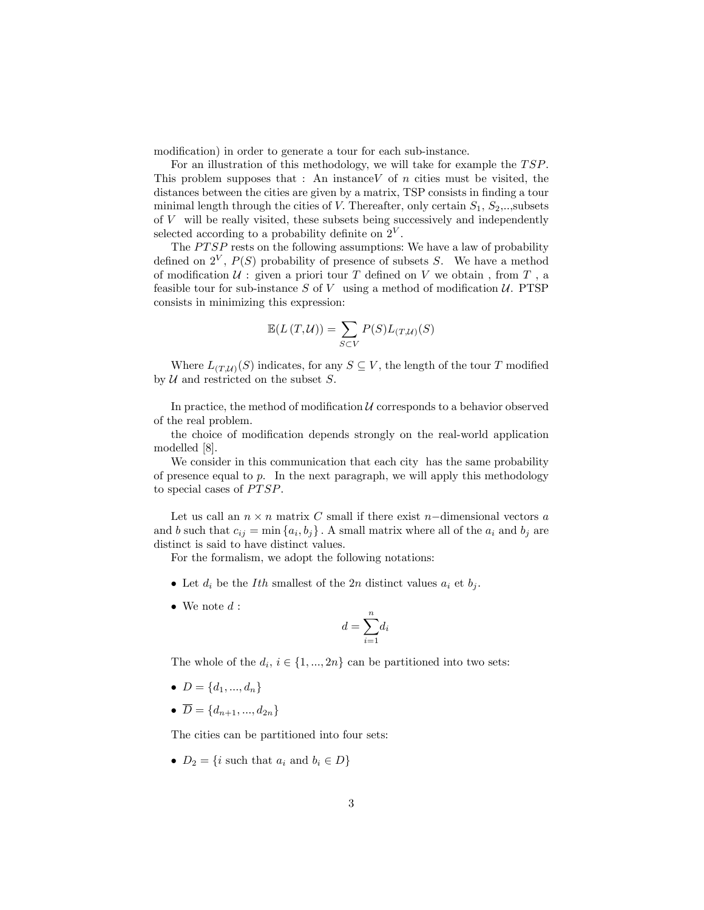modification) in order to generate a tour for each sub-instance.

For an illustration of this methodology, we will take for example the $TSP$. This problem supposes that : An instance$V$ of $n$ cities must be visited, the distances between the cities are given by a matrix, TSP consists in finding a tour minimal length through the cities of $V$. Thereafter, only certain $S_1$, $S_2$,..,subsets of $V$ will be really visited, these subsets being successively and independently selected according to a probability definite on $2^V$.

The $PTSP$ rests on the following assumptions: We have a law of probability defined on $2^V$, $P(S)$ probability of presence of subsets $S$. We have a method of modification $\mathcal{U}$ : given a priori tour $T$ defined on $V$ we obtain , from $T$ , a feasible tour for sub-instance $S$ of $V$ using a method of modification $\mathcal{U}$. PTSP consists in minimizing this expression:

$$\mathbb{E}(L\,(T,\mathcal{U})) = \sum_{S \subset V} P(S) L_{(T,\mathcal{U})}(S)$$

Where $L_{(T,\mathcal{U})}(S)$ indicates, for any $S \subseteq V$, the length of the tour $T$ modified by $\mathcal{U}$ and restricted on the subset $S$.

In practice, the method of modification $\mathcal{U}$ corresponds to a behavior observed of the real problem.

the choice of modification depends strongly on the real-world application modelled [8].

We consider in this communication that each city has the same probability of presence equal to $p$. In the next paragraph, we will apply this methodology to special cases of $PTSP$.

Let us call an $n \times n$ matrix $C$ small if there exist $n-$dimensional vectors $a$ and $b$ such that $c_{ij} = \min\{a_i, b_j\}$ . A small matrix where all of the $a_i$ and $b_j$ are distinct is said to have distinct values.

For the formalism, we adopt the following notations:

- Let $d_i$ be the $Ith$ smallest of the $2n$ distinct values $a_i$ et $b_j$.
- We note $d$ :

$$d = \sum_{i=1}^{n} d_i$$

The whole of the $d_i$, $i \in \{1, ..., 2n\}$ can be partitioned into two sets:

- $D = \{d_1, ..., d_n\}$
- $\overline{D} = \{d_{n+1}, ..., d_{2n}\}$

The cities can be partitioned into four sets:

- $D_2 = \{i \text{ such that } a_i \text{ and } b_i \in D\}$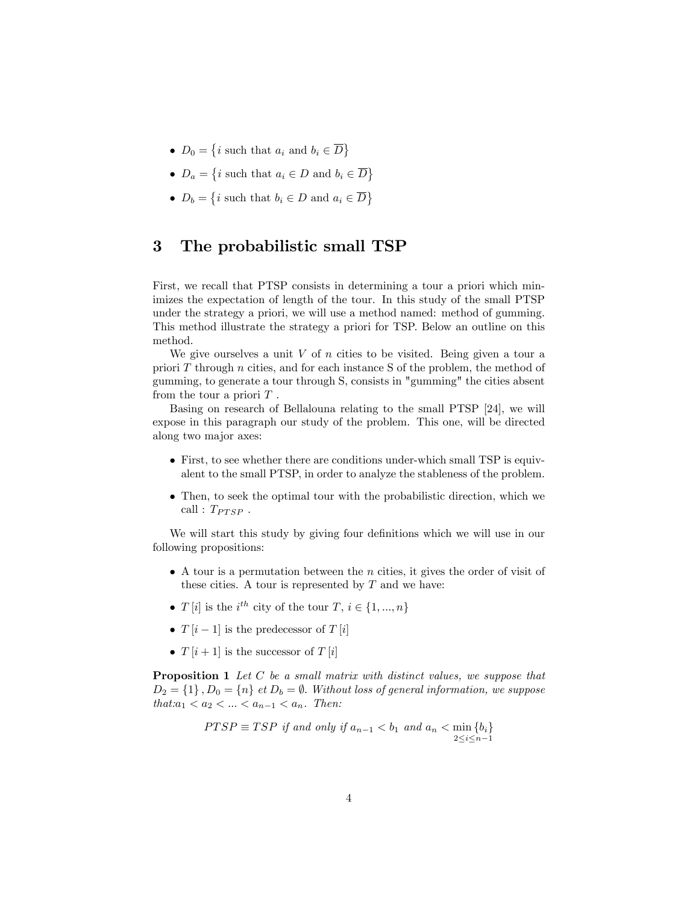- $D_0 = \{i \text{ such that } a_i \text{ and } b_i \in \overline{D}\}$
- $D_a = \{i \text{ such that } a_i \in D \text{ and } b_i \in \overline{D}\}$
- $D_b = \{i \text{ such that } b_i \in D \text{ and } a_i \in \overline{D}\}$

# 3 The probabilistic small TSP

First, we recall that PTSP consists in determining a tour a priori which minimizes the expectation of length of the tour. In this study of the small PTSP under the strategy a priori, we will use a method named: method of gumming. This method illustrate the strategy a priori for TSP. Below an outline on this method.

We give ourselves a unit $V$ of $n$ cities to be visited. Being given a tour a priori $T$ through $n$ cities, and for each instance S of the problem, the method of gumming, to generate a tour through S, consists in "gumming" the cities absent from the tour a priori $T$ .

Basing on research of Bellalouna relating to the small PTSP [24], we will expose in this paragraph our study of the problem. This one, will be directed along two major axes:

- First, to see whether there are conditions under-which small TSP is equivalent to the small PTSP, in order to analyze the stableness of the problem.
- Then, to seek the optimal tour with the probabilistic direction, which we call : $T_{PTSP}$ .

We will start this study by giving four definitions which we will use in our following propositions:

- A tour is a permutation between the $n$ cities, it gives the order of visit of these cities. A tour is represented by $T$ and we have:
- $T[i]$ is the $i^{th}$ city of the tour $T$, $i \in \{1, ..., n\}$
- $T[i-1]$ is the predecessor of $T[i]$
- $T[i+1]$ is the successor of $T[i]$

**Proposition 1** *Let $C$ be a small matrix with distinct values, we suppose that $D_2 = \{1\}, D_0 = \{n\}$ et $D_b = \emptyset$. Without loss of general information, we suppose that:$a_1 < a_2 < ... < a_{n-1} < a_n$. Then:*

$$PTSP \equiv TSP \text{ if and only if } a_{n-1} < b_1 \text{ and } a_n < \min_{2 \le i \le n-1} \{b_i\}$$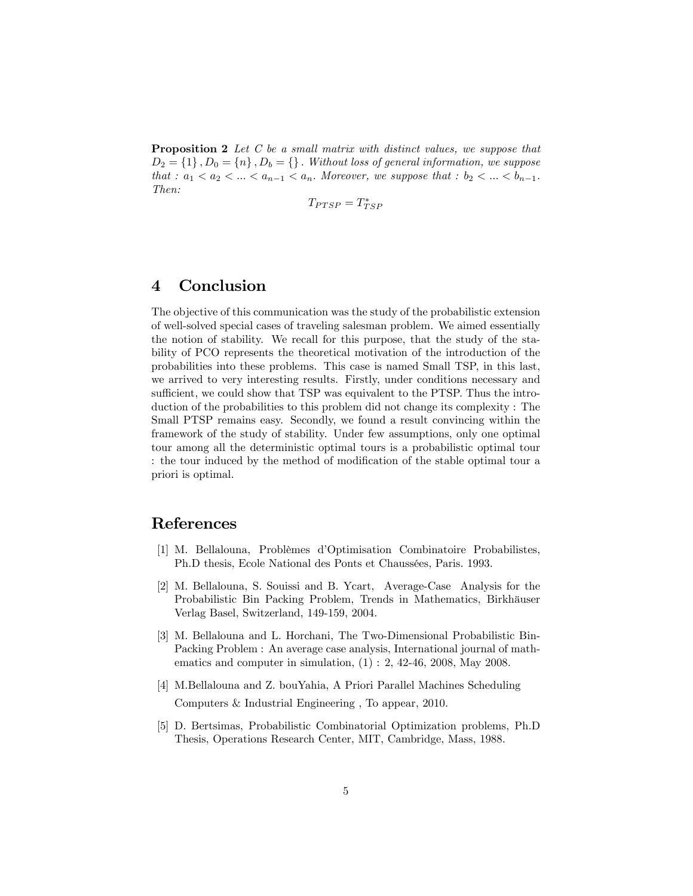**Proposition 2** *Let $C$ be a small matrix with distinct values, we suppose that $D_2 = \{1\}, D_0 = \{n\}, D_b = \{\}$. Without loss of general information, we suppose that : $a_1 < a_2 < ... < a_{n-1} < a_n$. Moreover, we suppose that : $b_2 < ... < b_{n-1}$. Then:*

$$T_{PTSP} = T^*_{TSP}$$

# 4 Conclusion

The objective of this communication was the study of the probabilistic extension of well-solved special cases of traveling salesman problem. We aimed essentially the notion of stability. We recall for this purpose, that the study of the stability of PCO represents the theoretical motivation of the introduction of the probabilities into these problems. This case is named Small TSP, in this last, we arrived to very interesting results. Firstly, under conditions necessary and sufficient, we could show that TSP was equivalent to the PTSP. Thus the introduction of the probabilities to this problem did not change its complexity : The Small PTSP remains easy. Secondly, we found a result convincing within the framework of the study of stability. Under few assumptions, only one optimal tour among all the deterministic optimal tours is a probabilistic optimal tour : the tour induced by the method of modification of the stable optimal tour a priori is optimal.

# References

[1] M. Bellalouna, Problèmes d'Optimisation Combinatoire Probabilistes, Ph.D thesis, Ecole National des Ponts et Chaussées, Paris. 1993.

[2] M. Bellalouna, S. Souissi and B. Ycart, Average-Case Analysis for the Probabilistic Bin Packing Problem, Trends in Mathematics, Birkhäuser Verlag Basel, Switzerland, 149-159, 2004.

[3] M. Bellalouna and L. Horchani, The Two-Dimensional Probabilistic Bin-Packing Problem : An average case analysis, International journal of mathematics and computer in simulation, (1) : 2, 42-46, 2008, May 2008.

[4] M.Bellalouna and Z. bouYahia, A Priori Parallel Machines Scheduling Computers & Industrial Engineering , To appear, 2010.

[5] D. Bertsimas, Probabilistic Combinatorial Optimization problems, Ph.D Thesis, Operations Research Center, MIT, Cambridge, Mass, 1988.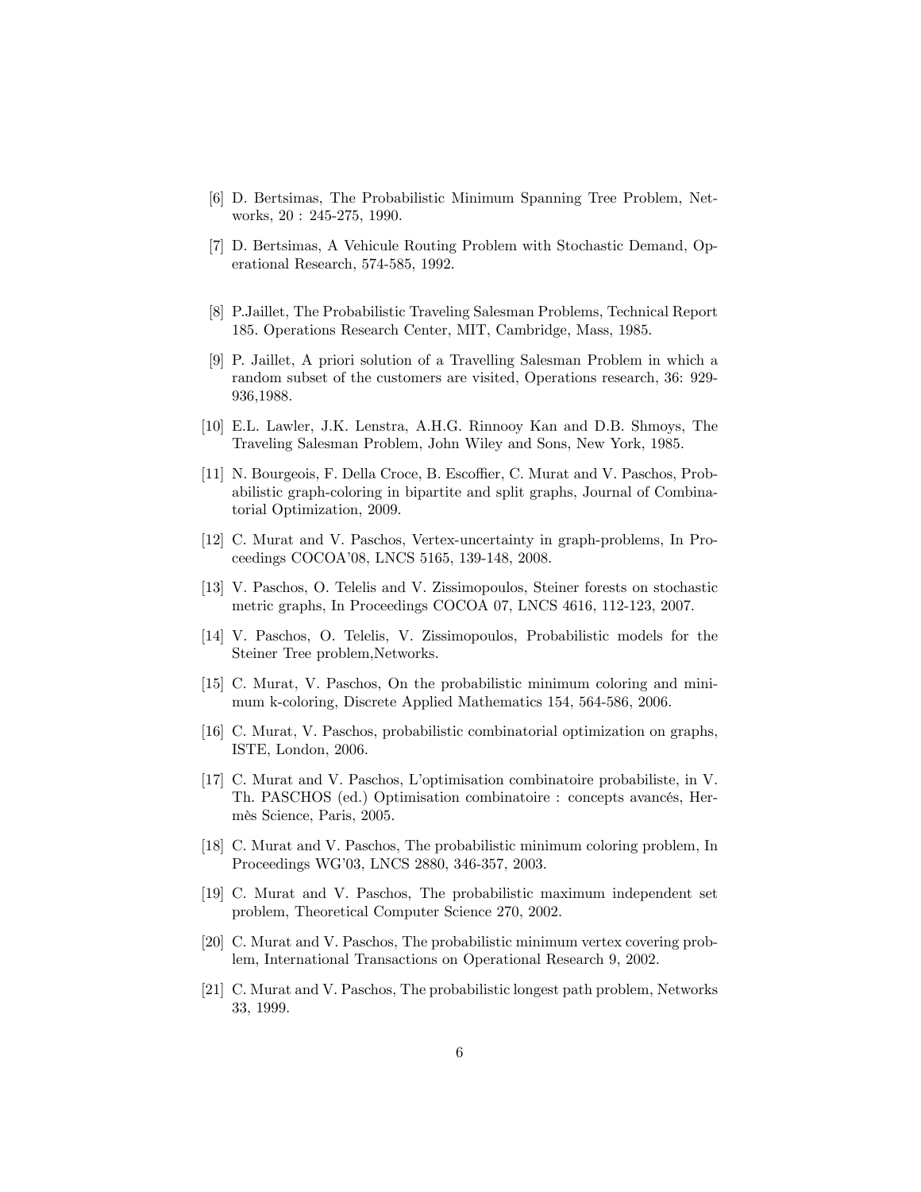[6] D. Bertsimas, The Probabilistic Minimum Spanning Tree Problem, Networks, 20 : 245-275, 1990.

[7] D. Bertsimas, A Vehicule Routing Problem with Stochastic Demand, Operational Research, 574-585, 1992.

[8] P.Jaillet, The Probabilistic Traveling Salesman Problems, Technical Report 185. Operations Research Center, MIT, Cambridge, Mass, 1985.

[9] P. Jaillet, A priori solution of a Travelling Salesman Problem in which a random subset of the customers are visited, Operations research, 36: 929-936,1988.

[10] E.L. Lawler, J.K. Lenstra, A.H.G. Rinnooy Kan and D.B. Shmoys, The Traveling Salesman Problem, John Wiley and Sons, New York, 1985.

[11] N. Bourgeois, F. Della Croce, B. Escoffier, C. Murat and V. Paschos, Probabilistic graph-coloring in bipartite and split graphs, Journal of Combinatorial Optimization, 2009.

[12] C. Murat and V. Paschos, Vertex-uncertainty in graph-problems, In Proceedings COCOA'08, LNCS 5165, 139-148, 2008.

[13] V. Paschos, O. Telelis and V. Zissimopoulos, Steiner forests on stochastic metric graphs, In Proceedings COCOA 07, LNCS 4616, 112-123, 2007.

[14] V. Paschos, O. Telelis, V. Zissimopoulos, Probabilistic models for the Steiner Tree problem,Networks.

[15] C. Murat, V. Paschos, On the probabilistic minimum coloring and minimum k-coloring, Discrete Applied Mathematics 154, 564-586, 2006.

[16] C. Murat, V. Paschos, probabilistic combinatorial optimization on graphs, ISTE, London, 2006.

[17] C. Murat and V. Paschos, L'optimisation combinatoire probabiliste, in V. Th. PASCHOS (ed.) Optimisation combinatoire : concepts avancés, Hermès Science, Paris, 2005.

[18] C. Murat and V. Paschos, The probabilistic minimum coloring problem, In Proceedings WG'03, LNCS 2880, 346-357, 2003.

[19] C. Murat and V. Paschos, The probabilistic maximum independent set problem, Theoretical Computer Science 270, 2002.

[20] C. Murat and V. Paschos, The probabilistic minimum vertex covering problem, International Transactions on Operational Research 9, 2002.

[21] C. Murat and V. Paschos, The probabilistic longest path problem, Networks 33, 1999.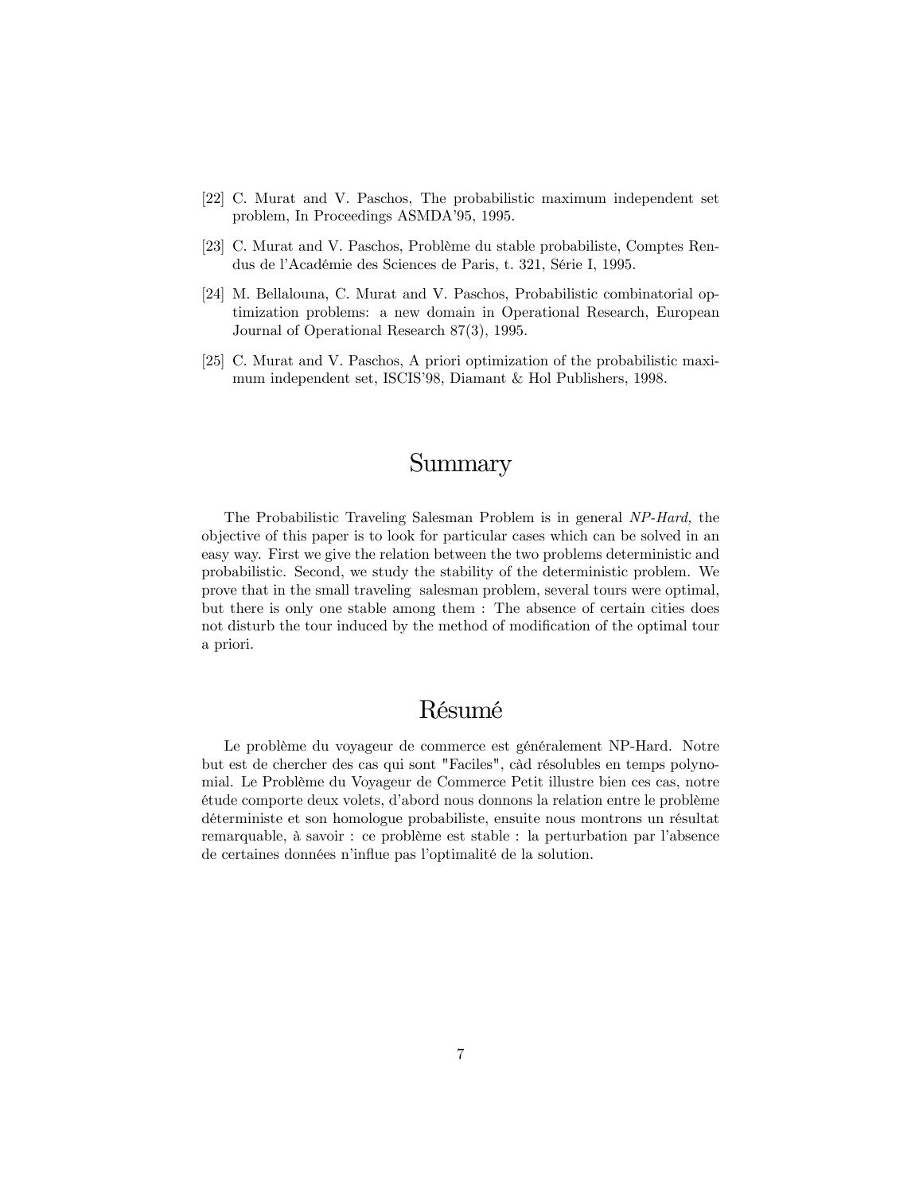[22] C. Murat and V. Paschos, The probabilistic maximum independent set problem, In Proceedings ASMDA'95, 1995.

[23] C. Murat and V. Paschos, Problème du stable probabiliste, Comptes Rendus de l'Académie des Sciences de Paris, t. 321, Série I, 1995.

[24] M. Bellalouna, C. Murat and V. Paschos, Probabilistic combinatorial optimization problems: a new domain in Operational Research, European Journal of Operational Research 87(3), 1995.

[25] C. Murat and V. Paschos, A priori optimization of the probabilistic maximum independent set, ISCIS'98, Diamant & Hol Publishers, 1998.

# Summary

The Probabilistic Traveling Salesman Problem is in general *NP-Hard,* the objective of this paper is to look for particular cases which can be solved in an easy way. First we give the relation between the two problems deterministic and probabilistic. Second, we study the stability of the deterministic problem. We prove that in the small traveling salesman problem, several tours were optimal, but there is only one stable among them : The absence of certain cities does not disturb the tour induced by the method of modification of the optimal tour a priori.

# Résumé

Le problème du voyageur de commerce est généralement NP-Hard. Notre but est de chercher des cas qui sont "Faciles", càd résolubles en temps polynomial. Le Problème du Voyageur de Commerce Petit illustre bien ces cas, notre étude comporte deux volets, d'abord nous donnons la relation entre le problème déterministe et son homologue probabiliste, ensuite nous montrons un résultat remarquable, à savoir : ce problème est stable : la perturbation par l'absence de certaines données n'influe pas l'optimalité de la solution.